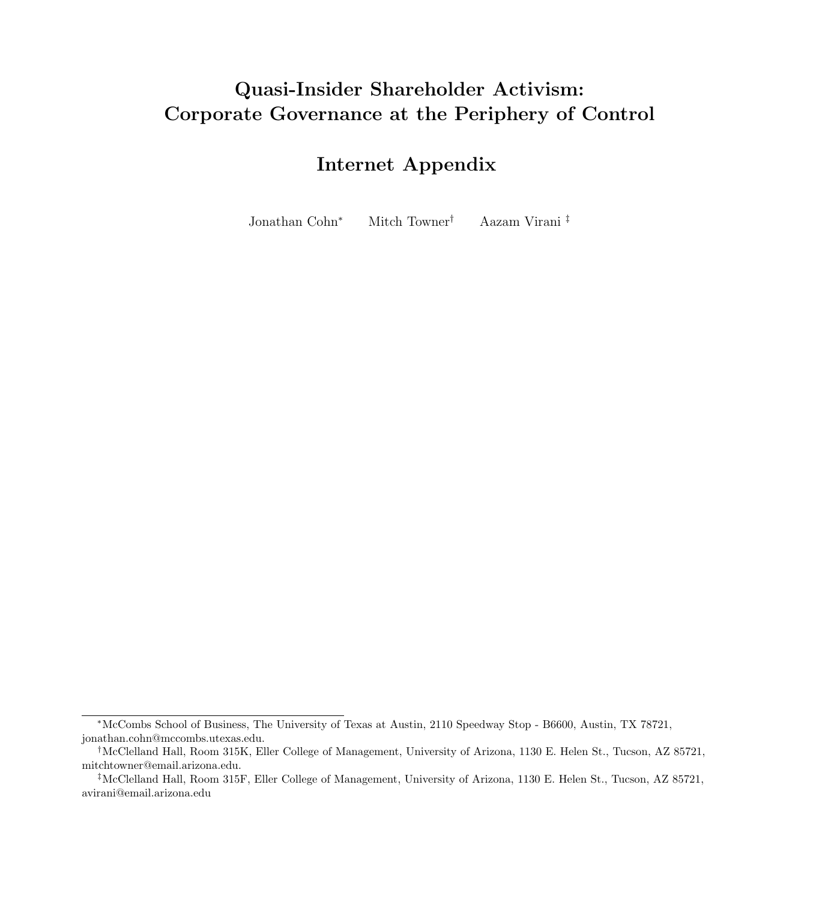# Quasi-Insider Shareholder Activism: Corporate Governance at the Periphery of Control

# Internet Appendix

Jonathan Cohn[*] Mitch Towner[†] Aazam Virani[‡]

---

[*] McCombs School of Business, The University of Texas at Austin, 2110 Speedway Stop - B6600, Austin, TX 78721, jonathan.cohn@mccombs.utexas.edu.

[†] McClelland Hall, Room 315K, Eller College of Management, University of Arizona, 1130 E. Helen St., Tucson, AZ 85721, mitchtowner@email.arizona.edu.

[‡] McClelland Hall, Room 315F, Eller College of Management, University of Arizona, 1130 E. Helen St., Tucson, AZ 85721, avirani@email.arizona.edu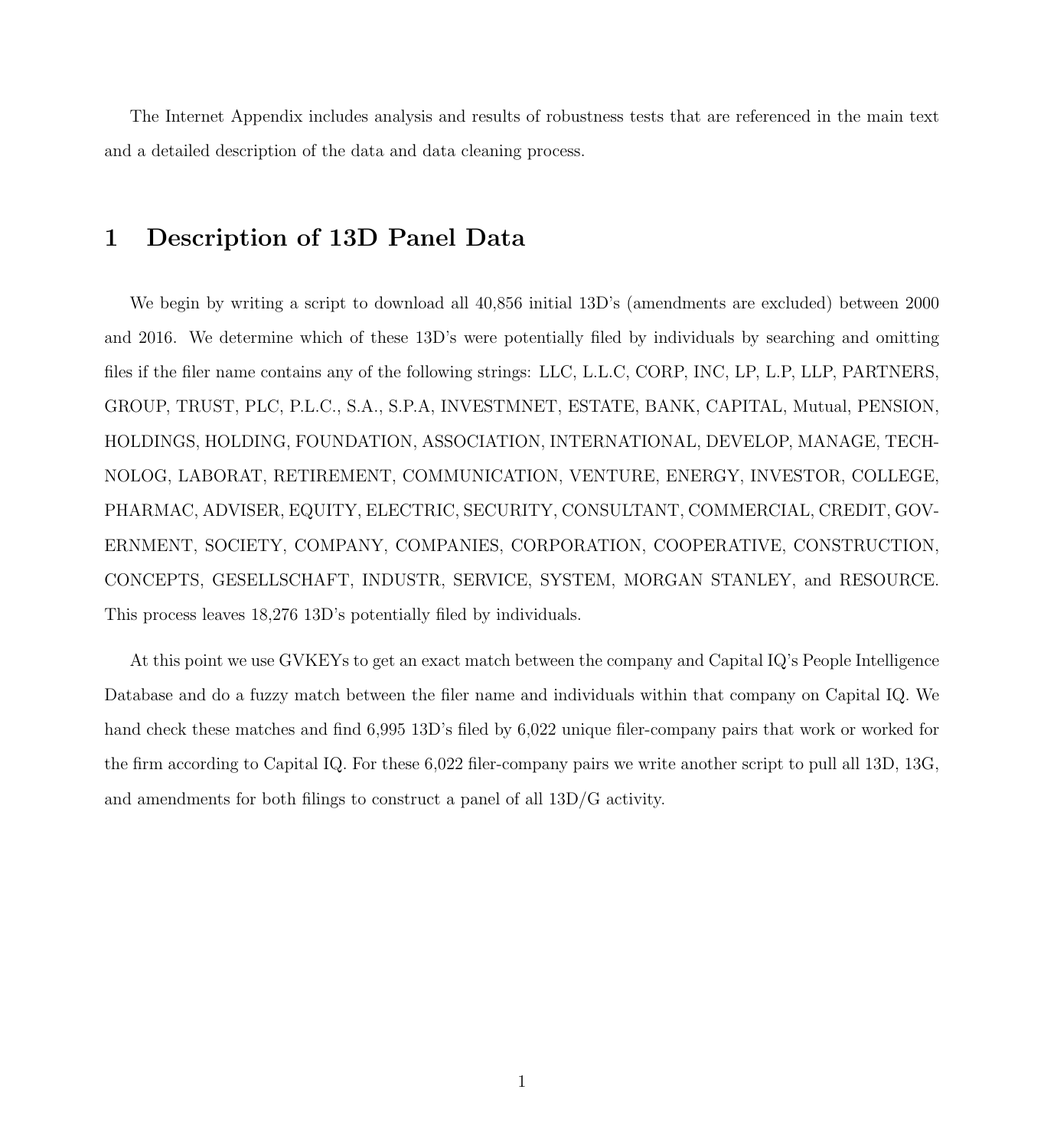The Internet Appendix includes analysis and results of robustness tests that are referenced in the main text and a detailed description of the data and data cleaning process.

# 1 Description of 13D Panel Data

We begin by writing a script to download all 40,856 initial 13D's (amendments are excluded) between 2000 and 2016. We determine which of these 13D's were potentially filed by individuals by searching and omitting files if the filer name contains any of the following strings: LLC, L.L.C, CORP, INC, LP, L.P, LLP, PARTNERS, GROUP, TRUST, PLC, P.L.C., S.A., S.P.A, INVESTMNET, ESTATE, BANK, CAPITAL, Mutual, PENSION, HOLDINGS, HOLDING, FOUNDATION, ASSOCIATION, INTERNATIONAL, DEVELOP, MANAGE, TECHNOLOG, LABORAT, RETIREMENT, COMMUNICATION, VENTURE, ENERGY, INVESTOR, COLLEGE, PHARMAC, ADVISER, EQUITY, ELECTRIC, SECURITY, CONSULTANT, COMMERCIAL, CREDIT, GOVERNMENT, SOCIETY, COMPANY, COMPANIES, CORPORATION, COOPERATIVE, CONSTRUCTION, CONCEPTS, GESELLSCHAFT, INDUSTR, SERVICE, SYSTEM, MORGAN STANLEY, and RESOURCE. This process leaves 18,276 13D's potentially filed by individuals.

At this point we use GVKEYs to get an exact match between the company and Capital IQ's People Intelligence Database and do a fuzzy match between the filer name and individuals within that company on Capital IQ. We hand check these matches and find 6,995 13D's filed by 6,022 unique filer-company pairs that work or worked for the firm according to Capital IQ. For these 6,022 filer-company pairs we write another script to pull all 13D, 13G, and amendments for both filings to construct a panel of all 13D/G activity.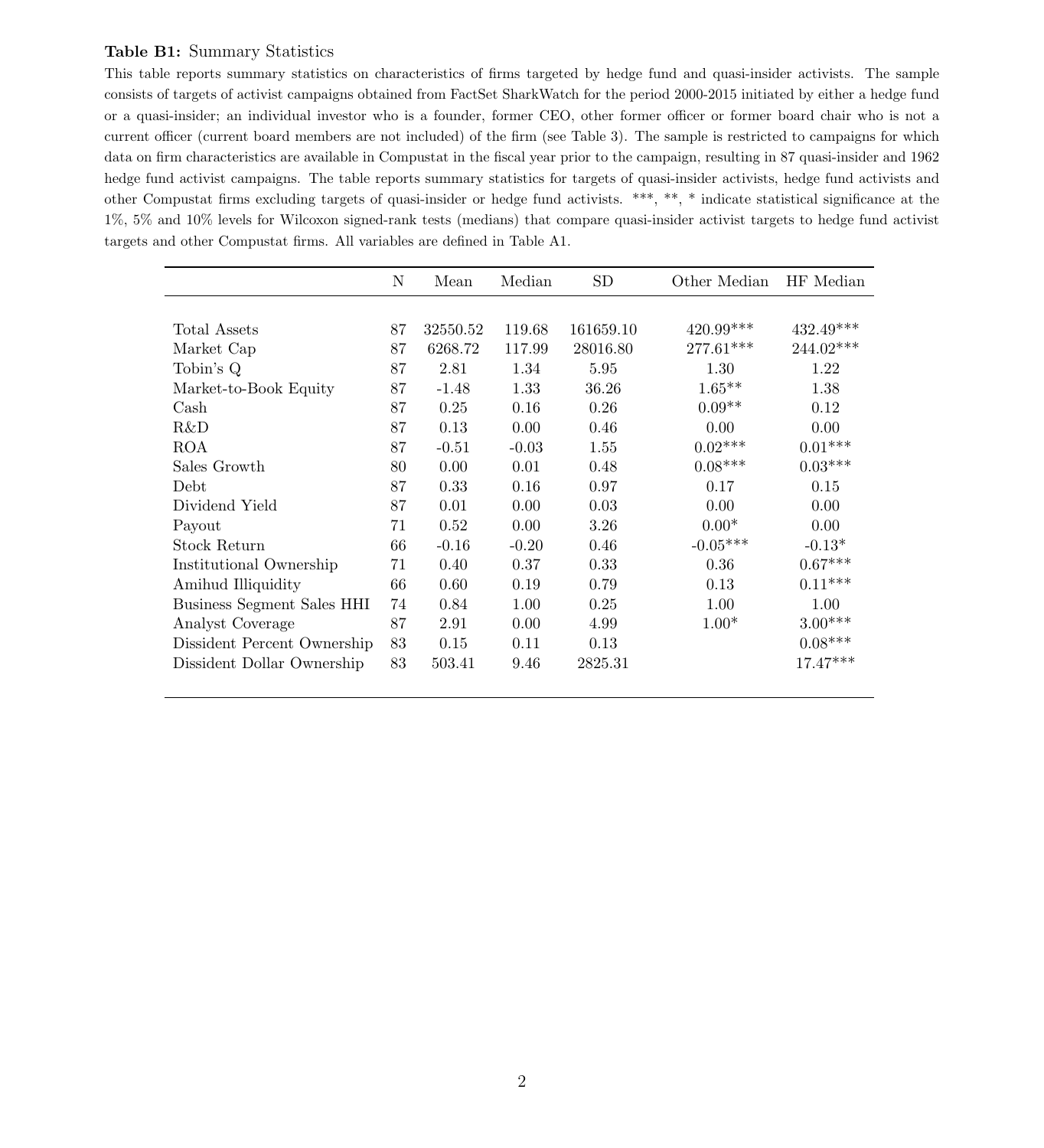**Table B1:** Summary Statistics

This table reports summary statistics on characteristics of firms targeted by hedge fund and quasi-insider activists. The sample consists of targets of activist campaigns obtained from FactSet SharkWatch for the period 2000-2015 initiated by either a hedge fund or a quasi-insider; an individual investor who is a founder, former CEO, other former officer or former board chair who is not a current officer (current board members are not included) of the firm (see Table 3). The sample is restricted to campaigns for which data on firm characteristics are available in Compustat in the fiscal year prior to the campaign, resulting in 87 quasi-insider and 1962 hedge fund activist campaigns. The table reports summary statistics for targets of quasi-insider activists, hedge fund activists and other Compustat firms excluding targets of quasi-insider or hedge fund activists. ***, **, * indicate statistical significance at the 1%, 5% and 10% levels for Wilcoxon signed-rank tests (medians) that compare quasi-insider activist targets to hedge fund activist targets and other Compustat firms. All variables are defined in Table A1.

| | N | Mean | Median | SD | Other Median | HF Median |
|---|---|---|---|---|---|---|
| Total Assets | 87 | 32550.52 | 119.68 | 161659.10 | 420.99*** | 432.49*** |
| Market Cap | 87 | 6268.72 | 117.99 | 28016.80 | 277.61*** | 244.02*** |
| Tobin's Q | 87 | 2.81 | 1.34 | 5.95 | 1.30 | 1.22 |
| Market-to-Book Equity | 87 | -1.48 | 1.33 | 36.26 | 1.65** | 1.38 |
| Cash | 87 | 0.25 | 0.16 | 0.26 | 0.09** | 0.12 |
| R&D | 87 | 0.13 | 0.00 | 0.46 | 0.00 | 0.00 |
| ROA | 87 | -0.51 | -0.03 | 1.55 | 0.02*** | 0.01*** |
| Sales Growth | 80 | 0.00 | 0.01 | 0.48 | 0.08*** | 0.03*** |
| Debt | 87 | 0.33 | 0.16 | 0.97 | 0.17 | 0.15 |
| Dividend Yield | 87 | 0.01 | 0.00 | 0.03 | 0.00 | 0.00 |
| Payout | 71 | 0.52 | 0.00 | 3.26 | 0.00* | 0.00 |
| Stock Return | 66 | -0.16 | -0.20 | 0.46 | -0.05*** | -0.13* |
| Institutional Ownership | 71 | 0.40 | 0.37 | 0.33 | 0.36 | 0.67*** |
| Amihud Illiquidity | 66 | 0.60 | 0.19 | 0.79 | 0.13 | 0.11*** |
| Business Segment Sales HHI | 74 | 0.84 | 1.00 | 0.25 | 1.00 | 1.00 |
| Analyst Coverage | 87 | 2.91 | 0.00 | 4.99 | 1.00* | 3.00*** |
| Dissident Percent Ownership | 83 | 0.15 | 0.11 | 0.13 | | 0.08*** |
| Dissident Dollar Ownership | 83 | 503.41 | 9.46 | 2825.31 | | 17.47*** |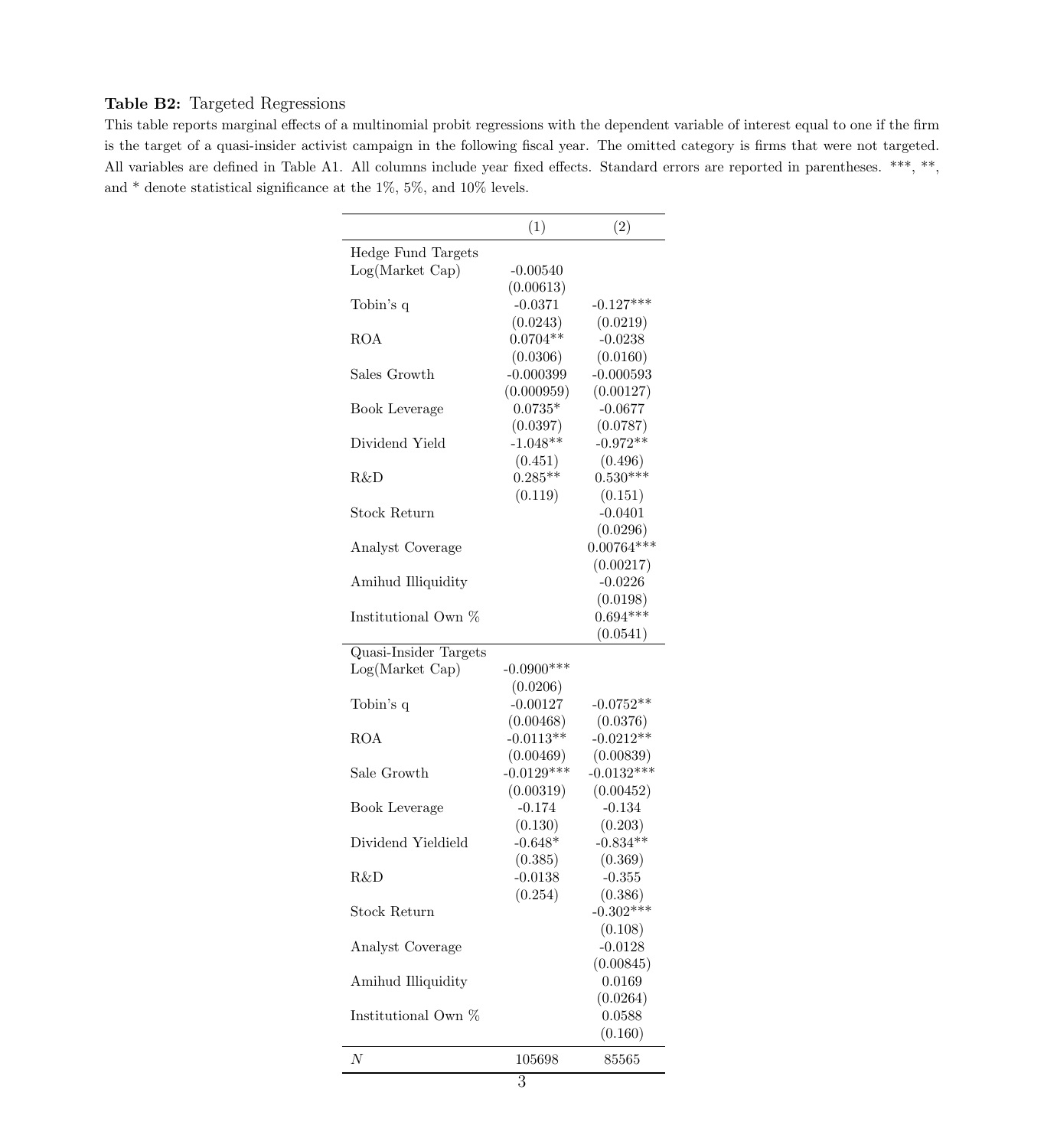**Table B2:** Targeted Regressions

This table reports marginal effects of a multinomial probit regressions with the dependent variable of interest equal to one if the firm is the target of a quasi-insider activist campaign in the following fiscal year. The omitted category is firms that were not targeted. All variables are defined in Table A1. All columns include year fixed effects. Standard errors are reported in parentheses. ***, **, and * denote statistical significance at the 1%, 5%, and 10% levels.

| | (1) | (2) |
|---|---|---|
| Hedge Fund Targets | | |
| Log(Market Cap) | -0.00540 | |
| | (0.00613) | |
| Tobin's q | -0.0371 | -0.127*** |
| | (0.0243) | (0.0219) |
| ROA | 0.0704** | -0.0238 |
| | (0.0306) | (0.0160) |
| Sales Growth | -0.000399 | -0.000593 |
| | (0.000959) | (0.00127) |
| Book Leverage | 0.0735* | -0.0677 |
| | (0.0397) | (0.0787) |
| Dividend Yield | -1.048** | -0.972** |
| | (0.451) | (0.496) |
| R&D | 0.285** | 0.530*** |
| | (0.119) | (0.151) |
| Stock Return | | -0.0401 |
| | | (0.0296) |
| Analyst Coverage | | 0.00764*** |
| | | (0.00217) |
| Amihud Illiquidity | | -0.0226 |
| | | (0.0198) |
| Institutional Own % | | 0.694*** |
| | | (0.0541) |
| Quasi-Insider Targets | | |
| Log(Market Cap) | -0.0900*** | |
| | (0.0206) | |
| Tobin's q | -0.00127 | -0.0752** |
| | (0.00468) | (0.0376) |
| ROA | -0.0113** | -0.0212** |
| | (0.00469) | (0.00839) |
| Sale Growth | -0.0129*** | -0.0132*** |
| | (0.00319) | (0.00452) |
| Book Leverage | -0.174 | -0.134 |
| | (0.130) | (0.203) |
| Dividend Yieldield | -0.648* | -0.834** |
| | (0.385) | (0.369) |
| R&D | -0.0138 | -0.355 |
| | (0.254) | (0.386) |
| Stock Return | | -0.302*** |
| | | (0.108) |
| Analyst Coverage | | -0.0128 |
| | | (0.00845) |
| Amihud Illiquidity | | 0.0169 |
| | | (0.0264) |
| Institutional Own % | | 0.0588 |
| | | (0.160) |
| $N$ | 105698 | 85565 |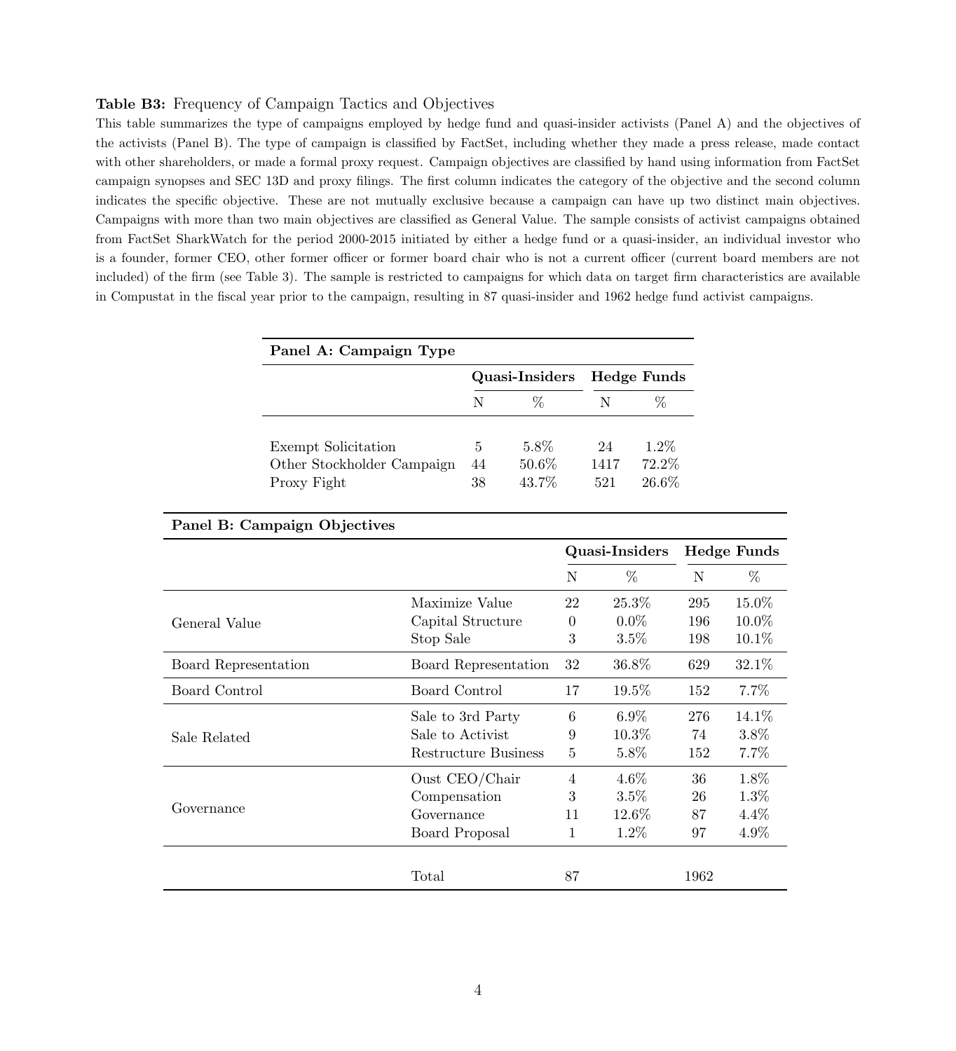**Table B3:** Frequency of Campaign Tactics and Objectives

This table summarizes the type of campaigns employed by hedge fund and quasi-insider activists (Panel A) and the objectives of the activists (Panel B). The type of campaign is classified by FactSet, including whether they made a press release, made contact with other shareholders, or made a formal proxy request. Campaign objectives are classified by hand using information from FactSet campaign synopses and SEC 13D and proxy filings. The first column indicates the category of the objective and the second column indicates the specific objective. These are not mutually exclusive because a campaign can have up two distinct main objectives. Campaigns with more than two main objectives are classified as General Value. The sample consists of activist campaigns obtained from FactSet SharkWatch for the period 2000-2015 initiated by either a hedge fund or a quasi-insider, an individual investor who is a founder, former CEO, other former officer or former board chair who is not a current officer (current board members are not included) of the firm (see Table 3). The sample is restricted to campaigns for which data on target firm characteristics are available in Compustat in the fiscal year prior to the campaign, resulting in 87 quasi-insider and 1962 hedge fund activist campaigns.

**Panel A: Campaign Type**

| | Quasi-Insiders | | Hedge Funds | |
|---|---|---|---|---|
| | N | % | N | % |
| Exempt Solicitation | 5 | 5.8% | 24 | 1.2% |
| Other Stockholder Campaign | 44 | 50.6% | 1417 | 72.2% |
| Proxy Fight | 38 | 43.7% | 521 | 26.6% |

**Panel B: Campaign Objectives**

| | | Quasi-Insiders | | Hedge Funds | |
|---|---|---|---|---|---|
| | | N | % | N | % |
| General Value | Maximize Value | 22 | 25.3% | 295 | 15.0% |
| | Capital Structure | 0 | 0.0% | 196 | 10.0% |
| | Stop Sale | 3 | 3.5% | 198 | 10.1% |
| Board Representation | Board Representation | 32 | 36.8% | 629 | 32.1% |
| Board Control | Board Control | 17 | 19.5% | 152 | 7.7% |
| Sale Related | Sale to 3rd Party | 6 | 6.9% | 276 | 14.1% |
| | Sale to Activist | 9 | 10.3% | 74 | 3.8% |
| | Restructure Business | 5 | 5.8% | 152 | 7.7% |
| Governance | Oust CEO/Chair | 4 | 4.6% | 36 | 1.8% |
| | Compensation | 3 | 3.5% | 26 | 1.3% |
| | Governance | 11 | 12.6% | 87 | 4.4% |
| | Board Proposal | 1 | 1.2% | 97 | 4.9% |
| | Total | 87 | | 1962 | |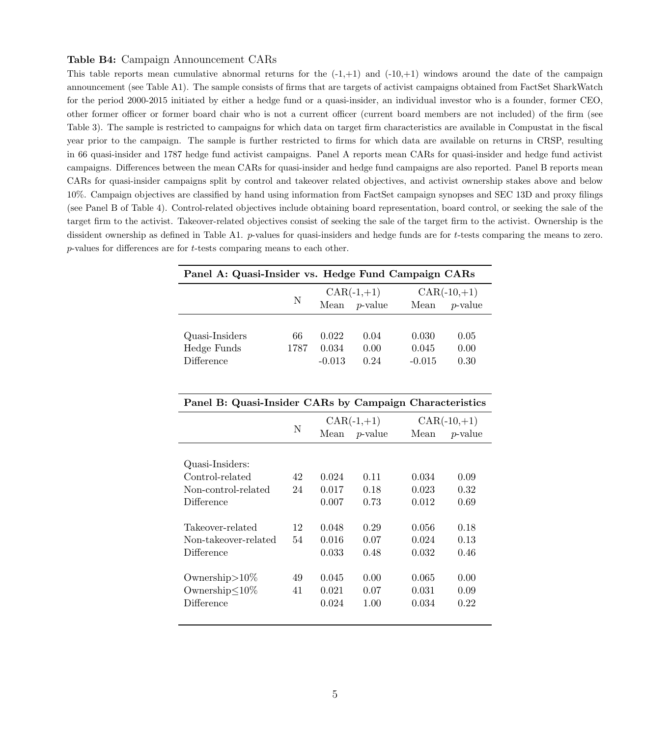**Table B4:** Campaign Announcement CARs

This table reports mean cumulative abnormal returns for the (-1,+1) and (-10,+1) windows around the date of the campaign announcement (see Table A1). The sample consists of firms that are targets of activist campaigns obtained from FactSet SharkWatch for the period 2000-2015 initiated by either a hedge fund or a quasi-insider, an individual investor who is a founder, former CEO, other former officer or former board chair who is not a current officer (current board members are not included) of the firm (see Table 3). The sample is restricted to campaigns for which data on target firm characteristics are available in Compustat in the fiscal year prior to the campaign. The sample is further restricted to firms for which data are available on returns in CRSP, resulting in 66 quasi-insider and 1787 hedge fund activist campaigns. Panel A reports mean CARs for quasi-insider and hedge fund activist campaigns. Differences between the mean CARs for quasi-insider and hedge fund campaigns are also reported. Panel B reports mean CARs for quasi-insider campaigns split by control and takeover related objectives, and activist ownership stakes above and below 10%. Campaign objectives are classified by hand using information from FactSet campaign synopses and SEC 13D and proxy filings (see Panel B of Table 4). Control-related objectives include obtaining board representation, board control, or seeking the sale of the target firm to the activist. Takeover-related objectives consist of seeking the sale of the target firm to the activist. Ownership is the dissident ownership as defined in Table A1. $p$-values for quasi-insiders and hedge funds are for $t$-tests comparing the means to zero. $p$-values for differences are for $t$-tests comparing means to each other.

**Panel A: Quasi-Insider vs. Hedge Fund Campaign CARs**

| | N | CAR(-1,+1) | | CAR(-10,+1) | |
|---|---|---|---|---|---|
| | | Mean | $p$-value | Mean | $p$-value |
| Quasi-Insiders | 66 | 0.022 | 0.04 | 0.030 | 0.05 |
| Hedge Funds | 1787 | 0.034 | 0.00 | 0.045 | 0.00 |
| Difference | | -0.013 | 0.24 | -0.015 | 0.30 |

**Panel B: Quasi-Insider CARs by Campaign Characteristics**

| | N | CAR(-1,+1) | | CAR(-10,+1) | |
|---|---|---|---|---|---|
| | | Mean | $p$-value | Mean | $p$-value |
| Quasi-Insiders: | | | | | |
| Control-related | 42 | 0.024 | 0.11 | 0.034 | 0.09 |
| Non-control-related | 24 | 0.017 | 0.18 | 0.023 | 0.32 |
| Difference | | 0.007 | 0.73 | 0.012 | 0.69 |
| | | | | | |
| Takeover-related | 12 | 0.048 | 0.29 | 0.056 | 0.18 |
| Non-takeover-related | 54 | 0.016 | 0.07 | 0.024 | 0.13 |
| Difference | | 0.033 | 0.48 | 0.032 | 0.46 |
| | | | | | |
| Ownership>10% | 49 | 0.045 | 0.00 | 0.065 | 0.00 |
| Ownership≤10% | 41 | 0.021 | 0.07 | 0.031 | 0.09 |
| Difference | | 0.024 | 1.00 | 0.034 | 0.22 |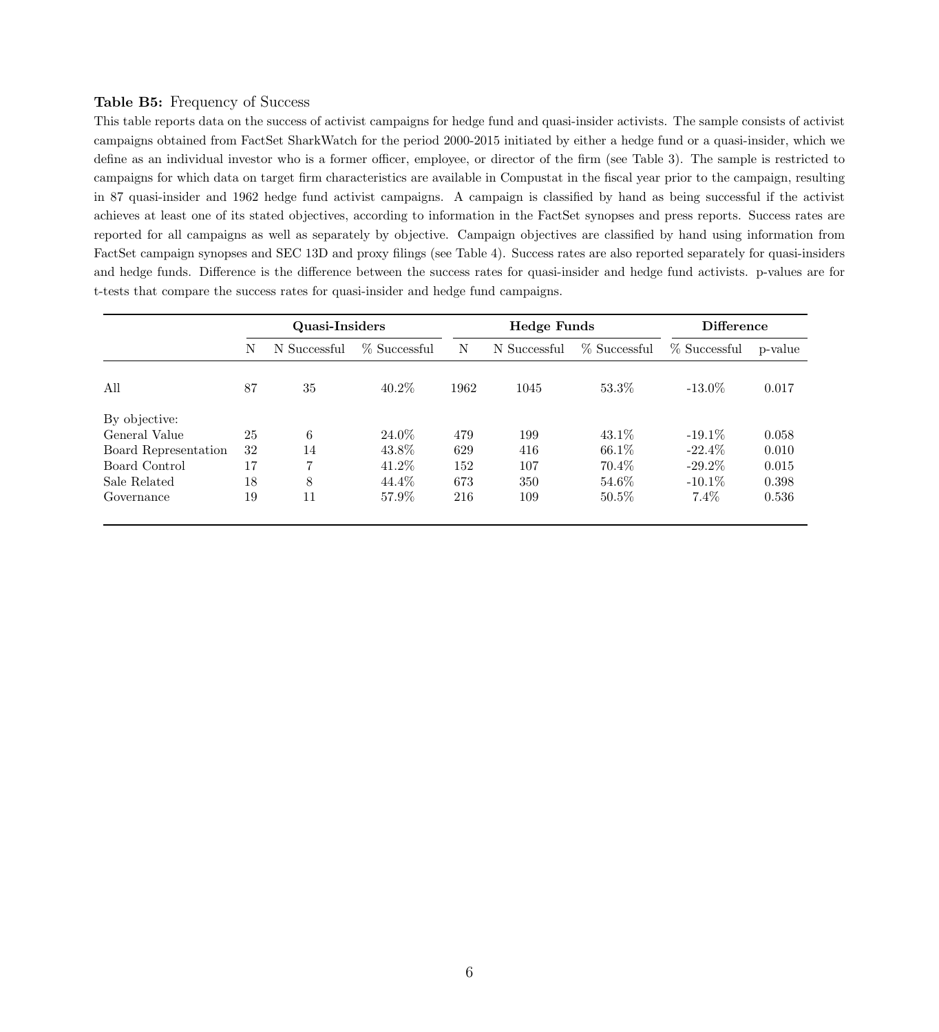**Table B5:** Frequency of Success

This table reports data on the success of activist campaigns for hedge fund and quasi-insider activists. The sample consists of activist campaigns obtained from FactSet SharkWatch for the period 2000-2015 initiated by either a hedge fund or a quasi-insider, which we define as an individual investor who is a former officer, employee, or director of the firm (see Table 3). The sample is restricted to campaigns for which data on target firm characteristics are available in Compustat in the fiscal year prior to the campaign, resulting in 87 quasi-insider and 1962 hedge fund activist campaigns. A campaign is classified by hand as being successful if the activist achieves at least one of its stated objectives, according to information in the FactSet synopses and press reports. Success rates are reported for all campaigns as well as separately by objective. Campaign objectives are classified by hand using information from FactSet campaign synopses and SEC 13D and proxy filings (see Table 4). Success rates are also reported separately for quasi-insiders and hedge funds. Difference is the difference between the success rates for quasi-insider and hedge fund activists. p-values are for t-tests that compare the success rates for quasi-insider and hedge fund campaigns.

| | **Quasi-Insiders** | | | **Hedge Funds** | | | **Difference** | |
|---|---|---|---|---|---|---|---|---|
| | N | N Successful | % Successful | N | N Successful | % Successful | % Successful | p-value |
| All | 87 | 35 | 40.2% | 1962 | 1045 | 53.3% | -13.0% | 0.017 |
| By objective: | | | | | | | | |
| General Value | 25 | 6 | 24.0% | 479 | 199 | 43.1% | -19.1% | 0.058 |
| Board Representation | 32 | 14 | 43.8% | 629 | 416 | 66.1% | -22.4% | 0.010 |
| Board Control | 17 | 7 | 41.2% | 152 | 107 | 70.4% | -29.2% | 0.015 |
| Sale Related | 18 | 8 | 44.4% | 673 | 350 | 54.6% | -10.1% | 0.398 |
| Governance | 19 | 11 | 57.9% | 216 | 109 | 50.5% | 7.4% | 0.536 |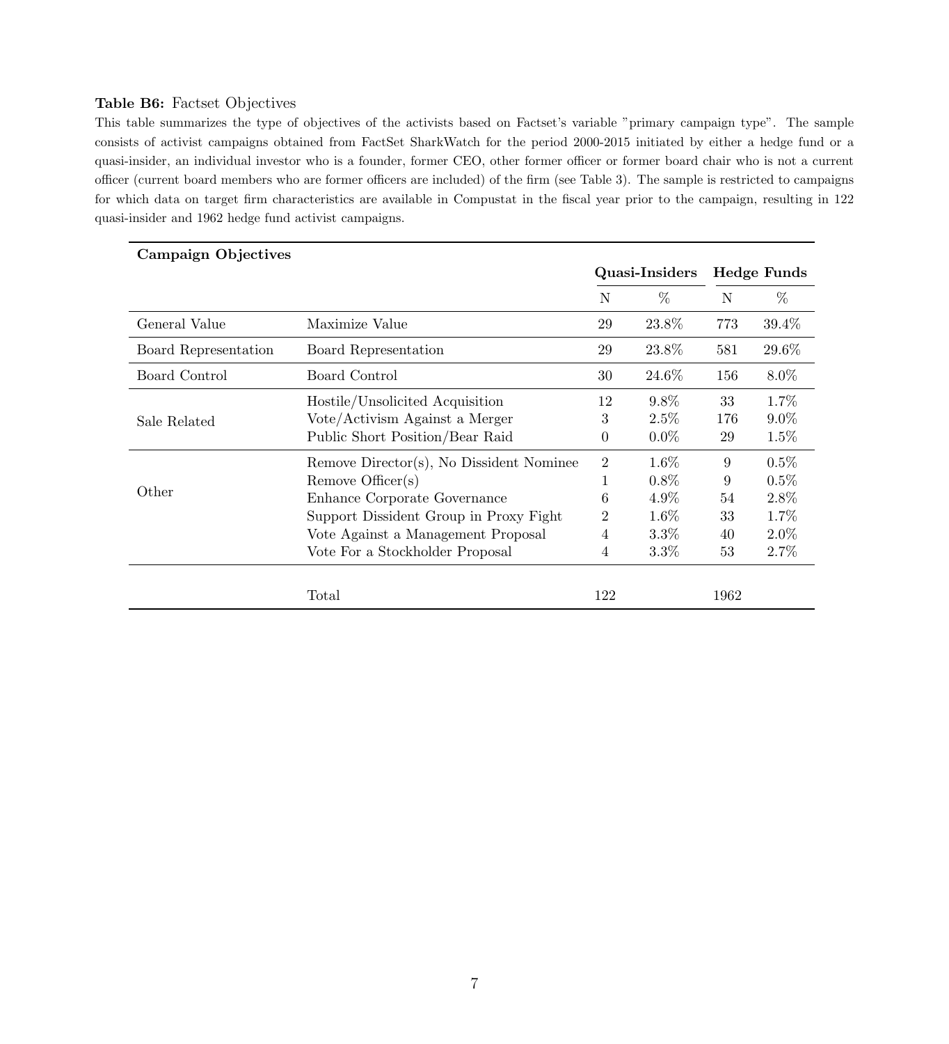**Table B6:** Factset Objectives

This table summarizes the type of objectives of the activists based on Factset's variable "primary campaign type". The sample consists of activist campaigns obtained from FactSet SharkWatch for the period 2000-2015 initiated by either a hedge fund or a quasi-insider, an individual investor who is a founder, former CEO, other former officer or former board chair who is not a current officer (current board members who are former officers are included) of the firm (see Table 3). The sample is restricted to campaigns for which data on target firm characteristics are available in Compustat in the fiscal year prior to the campaign, resulting in 122 quasi-insider and 1962 hedge fund activist campaigns.

| **Campaign Objectives** | | **Quasi-Insiders** | | **Hedge Funds** | |
|---|---|---|---|---|---|
| | | N | % | N | % |
| General Value | Maximize Value | 29 | 23.8% | 773 | 39.4% |
| Board Representation | Board Representation | 29 | 23.8% | 581 | 29.6% |
| Board Control | Board Control | 30 | 24.6% | 156 | 8.0% |
| Sale Related | Hostile/Unsolicited Acquisition | 12 | 9.8% | 33 | 1.7% |
| | Vote/Activism Against a Merger | 3 | 2.5% | 176 | 9.0% |
| | Public Short Position/Bear Raid | 0 | 0.0% | 29 | 1.5% |
| Other | Remove Director(s), No Dissident Nominee | 2 | 1.6% | 9 | 0.5% |
| | Remove Officer(s) | 1 | 0.8% | 9 | 0.5% |
| | Enhance Corporate Governance | 6 | 4.9% | 54 | 2.8% |
| | Support Dissident Group in Proxy Fight | 2 | 1.6% | 33 | 1.7% |
| | Vote Against a Management Proposal | 4 | 3.3% | 40 | 2.0% |
| | Vote For a Stockholder Proposal | 4 | 3.3% | 53 | 2.7% |
| | Total | 122 | | 1962 | |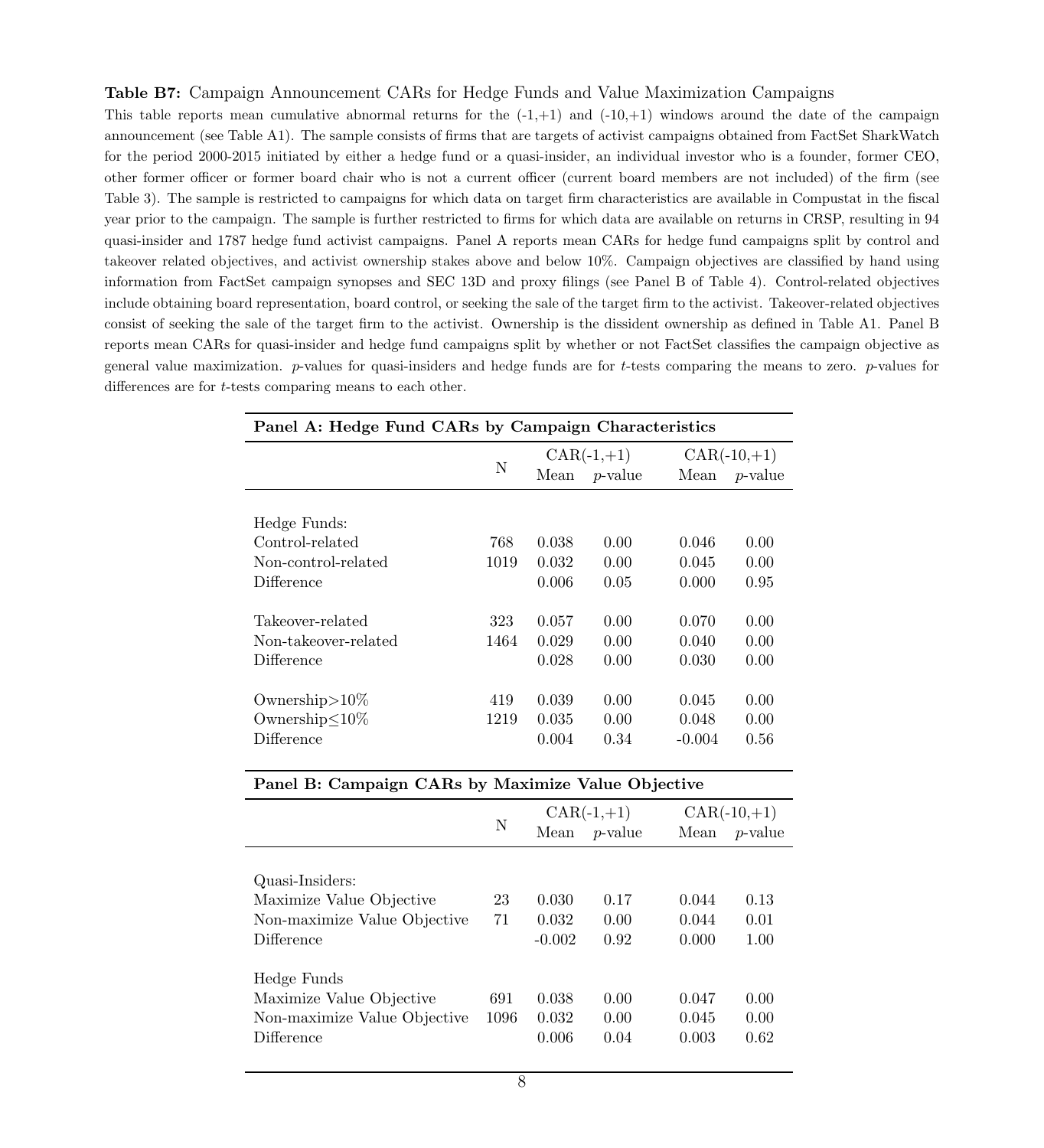**Table B7:** Campaign Announcement CARs for Hedge Funds and Value Maximization Campaigns

This table reports mean cumulative abnormal returns for the (-1,+1) and (-10,+1) windows around the date of the campaign announcement (see Table A1). The sample consists of firms that are targets of activist campaigns obtained from FactSet SharkWatch for the period 2000-2015 initiated by either a hedge fund or a quasi-insider, an individual investor who is a founder, former CEO, other former officer or former board chair who is not a current officer (current board members are not included) of the firm (see Table 3). The sample is restricted to campaigns for which data on target firm characteristics are available in Compustat in the fiscal year prior to the campaign. The sample is further restricted to firms for which data are available on returns in CRSP, resulting in 94 quasi-insider and 1787 hedge fund activist campaigns. Panel A reports mean CARs for hedge fund campaigns split by control and takeover related objectives, and activist ownership stakes above and below 10%. Campaign objectives are classified by hand using information from FactSet campaign synopses and SEC 13D and proxy filings (see Panel B of Table 4). Control-related objectives include obtaining board representation, board control, or seeking the sale of the target firm to the activist. Takeover-related objectives consist of seeking the sale of the target firm to the activist. Ownership is the dissident ownership as defined in Table A1. Panel B reports mean CARs for quasi-insider and hedge fund campaigns split by whether or not FactSet classifies the campaign objective as general value maximization. *p*-values for quasi-insiders and hedge funds are for *t*-tests comparing the means to zero. *p*-values for differences are for *t*-tests comparing means to each other.

**Panel A: Hedge Fund CARs by Campaign Characteristics**

| | N | CAR(-1,+1) | | CAR(-10,+1) | |
|---|---|---|---|---|---|
| | | Mean | *p*-value | Mean | *p*-value |
| Hedge Funds: | | | | | |
| Control-related | 768 | 0.038 | 0.00 | 0.046 | 0.00 |
| Non-control-related | 1019 | 0.032 | 0.00 | 0.045 | 0.00 |
| Difference | | 0.006 | 0.05 | 0.000 | 0.95 |
| | | | | | |
| Takeover-related | 323 | 0.057 | 0.00 | 0.070 | 0.00 |
| Non-takeover-related | 1464 | 0.029 | 0.00 | 0.040 | 0.00 |
| Difference | | 0.028 | 0.00 | 0.030 | 0.00 |
| | | | | | |
| Ownership>10% | 419 | 0.039 | 0.00 | 0.045 | 0.00 |
| Ownership≤10% | 1219 | 0.035 | 0.00 | 0.048 | 0.00 |
| Difference | | 0.004 | 0.34 | -0.004 | 0.56 |

**Panel B: Campaign CARs by Maximize Value Objective**

| | N | CAR(-1,+1) | | CAR(-10,+1) | |
|---|---|---|---|---|---|
| | | Mean | *p*-value | Mean | *p*-value |
| Quasi-Insiders: | | | | | |
| Maximize Value Objective | 23 | 0.030 | 0.17 | 0.044 | 0.13 |
| Non-maximize Value Objective | 71 | 0.032 | 0.00 | 0.044 | 0.01 |
| Difference | | -0.002 | 0.92 | 0.000 | 1.00 |
| | | | | | |
| Hedge Funds | | | | | |
| Maximize Value Objective | 691 | 0.038 | 0.00 | 0.047 | 0.00 |
| Non-maximize Value Objective | 1096 | 0.032 | 0.00 | 0.045 | 0.00 |
| Difference | | 0.006 | 0.04 | 0.003 | 0.62 |